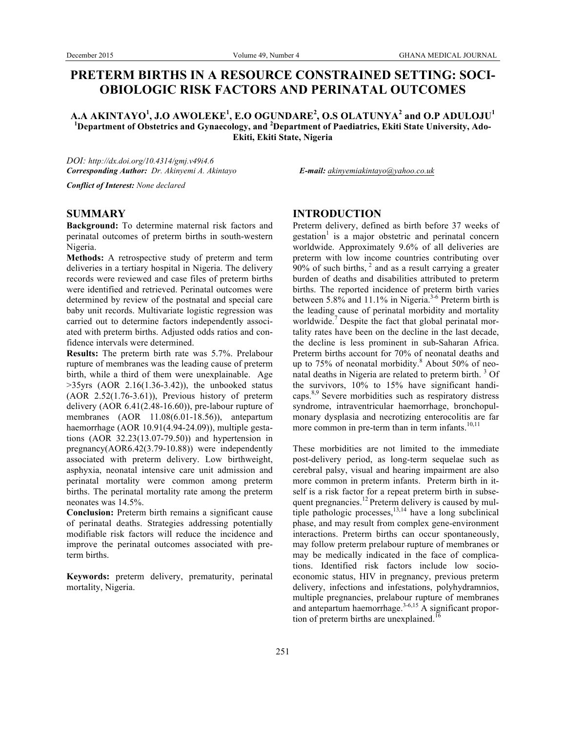# PRETERM BIRTHS IN A RESOURCE CONSTRAINED SETTING: SOCI-OBIOLOGIC RISK FACTORS AND PERINATAL OUTCOMES

**A.A AKINTAYO[1], J.O AWOLEKE[1], E.O OGUNDARE[2], O.S OLATUNYA[2] and O.P ADULOJU[1]**
**[1]Department of Obstetrics and Gynaecology, and [2]Department of Paediatrics, Ekiti State University, Ado-Ekiti, Ekiti State, Nigeria**

*DOI: http://dx.doi.org/10.4314/gmj.v49i4.6*
***Corresponding Author:** Dr. Akinyemi A. Akintayo* ***E-mail:** akinyemiakintayo@yahoo.co.uk*

***Conflict of Interest:** None declared*

## SUMMARY

**Background:** To determine maternal risk factors and perinatal outcomes of preterm births in south-western Nigeria.

**Methods:** A retrospective study of preterm and term deliveries in a tertiary hospital in Nigeria. The delivery records were reviewed and case files of preterm births were identified and retrieved. Perinatal outcomes were determined by review of the postnatal and special care baby unit records. Multivariate logistic regression was carried out to determine factors independently associated with preterm births. Adjusted odds ratios and confidence intervals were determined.

**Results:** The preterm birth rate was 5.7%. Prelabour rupture of membranes was the leading cause of preterm birth, while a third of them were unexplainable. Age >35yrs (AOR 2.16(1.36-3.42)), the unbooked status (AOR 2.52(1.76-3.61)), Previous history of preterm delivery (AOR 6.41(2.48-16.60)), pre-labour rupture of membranes (AOR 11.08(6.01-18.56)), antepartum haemorrhage (AOR 10.91(4.94-24.09)), multiple gestations (AOR 32.23(13.07-79.50)) and hypertension in pregnancy(AOR6.42(3.79-10.88)) were independently associated with preterm delivery. Low birthweight, asphyxia, neonatal intensive care unit admission and perinatal mortality were common among preterm births. The perinatal mortality rate among the preterm neonates was 14.5%.

**Conclusion:** Preterm birth remains a significant cause of perinatal deaths. Strategies addressing potentially modifiable risk factors will reduce the incidence and improve the perinatal outcomes associated with preterm births.

**Keywords:** preterm delivery, prematurity, perinatal mortality, Nigeria.

## INTRODUCTION

Preterm delivery, defined as birth before 37 weeks of gestation[1] is a major obstetric and perinatal concern worldwide. Approximately 9.6% of all deliveries are preterm with low income countries contributing over 90% of such births, [2] and as a result carrying a greater burden of deaths and disabilities attributed to preterm births. The reported incidence of preterm birth varies between 5.8% and 11.1% in Nigeria.[3-6] Preterm birth is the leading cause of perinatal morbidity and mortality worldwide.[7] Despite the fact that global perinatal mortality rates have been on the decline in the last decade, the decline is less prominent in sub-Saharan Africa. Preterm births account for 70% of neonatal deaths and up to 75% of neonatal morbidity.[8] About 50% of neonatal deaths in Nigeria are related to preterm birth. [3] Of the survivors, 10% to 15% have significant handicaps.[8,9] Severe morbidities such as respiratory distress syndrome, intraventricular haemorrhage, bronchopulmonary dysplasia and necrotizing enterocolitis are far more common in pre-term than in term infants.[10,11]

These morbidities are not limited to the immediate post-delivery period, as long-term sequelae such as cerebral palsy, visual and hearing impairment are also more common in preterm infants. Preterm birth in itself is a risk factor for a repeat preterm birth in subsequent pregnancies.[12] Preterm delivery is caused by multiple pathologic processes,[13,14] have a long subclinical phase, and may result from complex gene-environment interactions. Preterm births can occur spontaneously, may follow preterm prelabour rupture of membranes or may be medically indicated in the face of complications. Identified risk factors include low socioeconomic status, HIV in pregnancy, previous preterm delivery, infections and infestations, polyhydramnios, multiple pregnancies, prelabour rupture of membranes and antepartum haemorrhage.[3-6,15] A significant proportion of preterm births are unexplained.[16]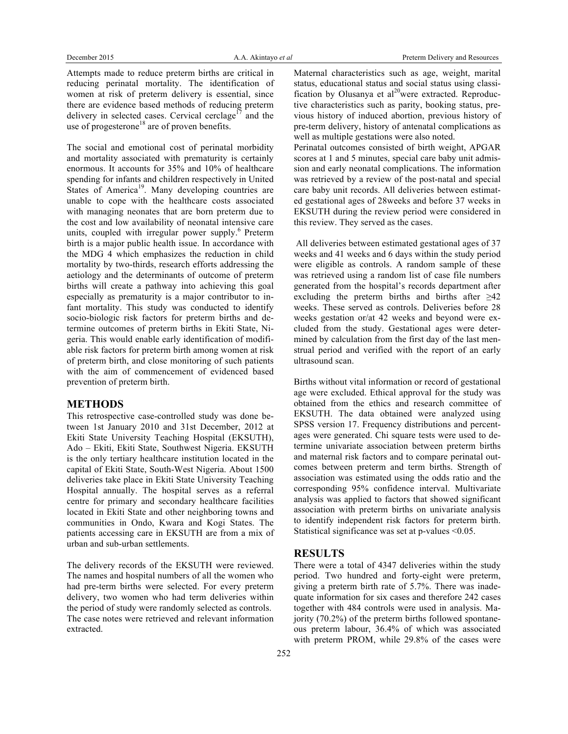Attempts made to reduce preterm births are critical in reducing perinatal mortality. The identification of women at risk of preterm delivery is essential, since there are evidence based methods of reducing preterm delivery in selected cases. Cervical cerclage[17] and the use of progesterone[18] are of proven benefits.

The social and emotional cost of perinatal morbidity and mortality associated with prematurity is certainly enormous. It accounts for 35% and 10% of healthcare spending for infants and children respectively in United States of America[19]. Many developing countries are unable to cope with the healthcare costs associated with managing neonates that are born preterm due to the cost and low availability of neonatal intensive care units, coupled with irregular power supply.[6] Preterm birth is a major public health issue. In accordance with the MDG 4 which emphasizes the reduction in child mortality by two-thirds, research efforts addressing the aetiology and the determinants of outcome of preterm births will create a pathway into achieving this goal especially as prematurity is a major contributor to infant mortality. This study was conducted to identify socio-biologic risk factors for preterm births and determine outcomes of preterm births in Ekiti State, Nigeria. This would enable early identification of modifiable risk factors for preterm birth among women at risk of preterm birth, and close monitoring of such patients with the aim of commencement of evidenced based prevention of preterm birth.

## METHODS

This retrospective case-controlled study was done between 1st January 2010 and 31st December, 2012 at Ekiti State University Teaching Hospital (EKSUTH), Ado – Ekiti, Ekiti State, Southwest Nigeria. EKSUTH is the only tertiary healthcare institution located in the capital of Ekiti State, South-West Nigeria. About 1500 deliveries take place in Ekiti State University Teaching Hospital annually. The hospital serves as a referral centre for primary and secondary healthcare facilities located in Ekiti State and other neighboring towns and communities in Ondo, Kwara and Kogi States. The patients accessing care in EKSUTH are from a mix of urban and sub-urban settlements.

The delivery records of the EKSUTH were reviewed. The names and hospital numbers of all the women who had pre-term births were selected. For every preterm delivery, two women who had term deliveries within the period of study were randomly selected as controls. The case notes were retrieved and relevant information extracted.

Maternal characteristics such as age, weight, marital status, educational status and social status using classification by Olusanya et al[20]were extracted. Reproductive characteristics such as parity, booking status, previous history of induced abortion, previous history of pre-term delivery, history of antenatal complications as well as multiple gestations were also noted.

Perinatal outcomes consisted of birth weight, APGAR scores at 1 and 5 minutes, special care baby unit admission and early neonatal complications. The information was retrieved by a review of the post-natal and special care baby unit records. All deliveries between estimated gestational ages of 28weeks and before 37 weeks in EKSUTH during the review period were considered in this review. They served as the cases.

All deliveries between estimated gestational ages of 37 weeks and 41 weeks and 6 days within the study period were eligible as controls. A random sample of these was retrieved using a random list of case file numbers generated from the hospital's records department after excluding the preterm births and births after ≥42 weeks. These served as controls. Deliveries before 28 weeks gestation or/at 42 weeks and beyond were excluded from the study. Gestational ages were determined by calculation from the first day of the last menstrual period and verified with the report of an early ultrasound scan.

Births without vital information or record of gestational age were excluded. Ethical approval for the study was obtained from the ethics and research committee of EKSUTH. The data obtained were analyzed using SPSS version 17. Frequency distributions and percentages were generated. Chi square tests were used to determine univariate association between preterm births and maternal risk factors and to compare perinatal outcomes between preterm and term births. Strength of association was estimated using the odds ratio and the corresponding 95% confidence interval. Multivariate analysis was applied to factors that showed significant association with preterm births on univariate analysis to identify independent risk factors for preterm birth. Statistical significance was set at p-values <0.05.

## RESULTS

There were a total of 4347 deliveries within the study period. Two hundred and forty-eight were preterm, giving a preterm birth rate of 5.7%. There was inadequate information for six cases and therefore 242 cases together with 484 controls were used in analysis. Majority (70.2%) of the preterm births followed spontaneous preterm labour, 36.4% of which was associated with preterm PROM, while 29.8% of the cases were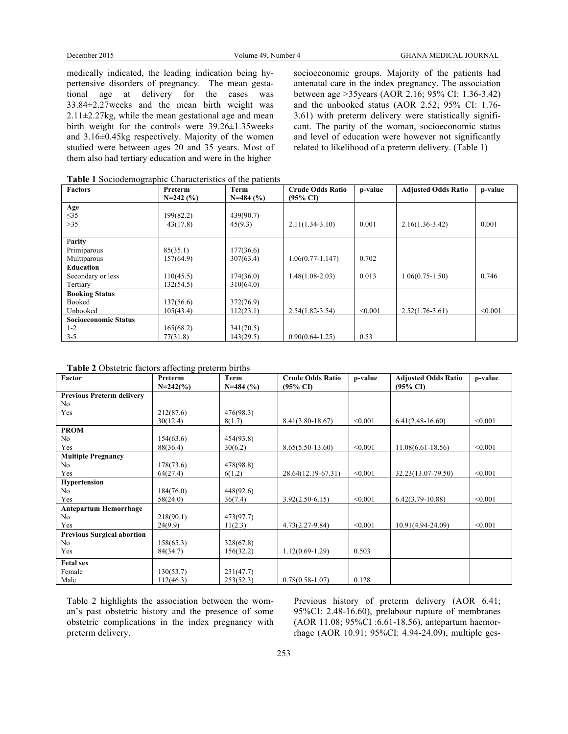medically indicated, the leading indication being hypertensive disorders of pregnancy. The mean gestational age at delivery for the cases was 33.84±2.27weeks and the mean birth weight was 2.11±2.27kg, while the mean gestational age and mean birth weight for the controls were 39.26±1.35weeks and 3.16±0.45kg respectively. Majority of the women studied were between ages 20 and 35 years. Most of them also had tertiary education and were in the higher socioeconomic groups. Majority of the patients had antenatal care in the index pregnancy. The association between age >35years (AOR 2.16; 95% CI: 1.36-3.42) and the unbooked status (AOR 2.52; 95% CI: 1.76-3.61) with preterm delivery were statistically significant. The parity of the woman, socioeconomic status and level of education were however not significantly related to likelihood of a preterm delivery. (Table 1)

**Table 1** Sociodemographic Characteristics of the patients

| Factors | Preterm N=242 (%) | Term N=484 (%) | Crude Odds Ratio (95% CI) | p-value | Adjusted Odds Ratio | p-value |
|---|---|---|---|---|---|---|
| **Age** | | | | | | |
| ≤35 | 199(82.2) | 439(90.7) | | | | |
| >35 | 43(17.8) | 45(9.3) | 2.11(1.34-3.10) | 0.001 | 2.16(1.36-3.42) | 0.001 |
| **Parity** | | | | | | |
| Primiparous | 85(35.1) | 177(36.6) | | | | |
| Multiparous | 157(64.9) | 307(63.4) | 1.06(0.77-1.147) | 0.702 | | |
| **Education** | | | | | | |
| Secondary or less | 110(45.5) | 174(36.0) | 1.48(1.08-2.03) | 0.013 | 1.06(0.75-1.50) | 0.746 |
| Tertiary | 132(54.5) | 310(64.0) | | | | |
| **Booking Status** | | | | | | |
| Booked | 137(56.6) | 372(76.9) | | | | |
| Unbooked | 105(43.4) | 112(23.1) | 2.54(1.82-3.54) | <0.001 | 2.52(1.76-3.61) | <0.001 |
| **Socioeconomic Status** | | | | | | |
| 1-2 | 165(68.2) | 341(70.5) | | | | |
| 3-5 | 77(31.8) | 143(29.5) | 0.90(0.64-1.25) | 0.53 | | |

**Table 2** Obstetric factors affecting preterm births

| Factor | Preterm N=242(%) | Term N=484 (%) | Crude Odds Ratio (95% CI) | p-value | Adjusted Odds Ratio (95% CI) | p-value |
|---|---|---|---|---|---|---|
| **Previous Preterm delivery** | | | | | | |
| No | 212(87.6) | 476(98.3) | | | | |
| Yes | 30(12.4) | 8(1.7) | 8.41(3.80-18.67) | <0.001 | 6.41(2.48-16.60) | <0.001 |
| **PROM** | | | | | | |
| No | 154(63.6) | 454(93.8) | | | | |
| Yes | 88(36.4) | 30(6.2) | 8.65(5.50-13.60) | <0.001 | 11.08(6.61-18.56) | <0.001 |
| **Multiple Pregnancy** | | | | | | |
| No | 178(73.6) | 478(98.8) | | | | |
| Yes | 64(27.4) | 6(1.2) | 28.64(12.19-67.31) | <0.001 | 32.23(13.07-79.50) | <0.001 |
| **Hypertension** | | | | | | |
| No | 184(76.0) | 448(92.6) | | | | |
| Yes | 58(24.0) | 36(7.4) | 3.92(2.50-6.15) | <0.001 | 6.42(3.79-10.88) | <0.001 |
| **Antepartum Hemorrhage** | | | | | | |
| No | 218(90.1) | 473(97.7) | | | | |
| Yes | 24(9.9) | 11(2.3) | 4.73(2.27-9.84) | <0.001 | 10.91(4.94-24.09) | <0.001 |
| **Previous Surgical abortion** | | | | | | |
| No | 158(65.3) | 328(67.8) | | | | |
| Yes | 84(34.7) | 156(32.2) | 1.12(0.69-1.29) | 0.503 | | |
| **Fetal sex** | | | | | | |
| Female | 130(53.7) | 231(47.7) | | | | |
| Male | 112(46.3) | 253(52.3) | 0.78(0.58-1.07) | 0.128 | | |

Table 2 highlights the association between the woman's past obstetric history and the presence of some obstetric complications in the index pregnancy with preterm delivery.

Previous history of preterm delivery (AOR 6.41; 95%CI: 2.48-16.60), prelabour rupture of membranes (AOR 11.08; 95%CI :6.61-18.56), antepartum haemorrhage (AOR 10.91; 95%CI: 4.94-24.09), multiple ges-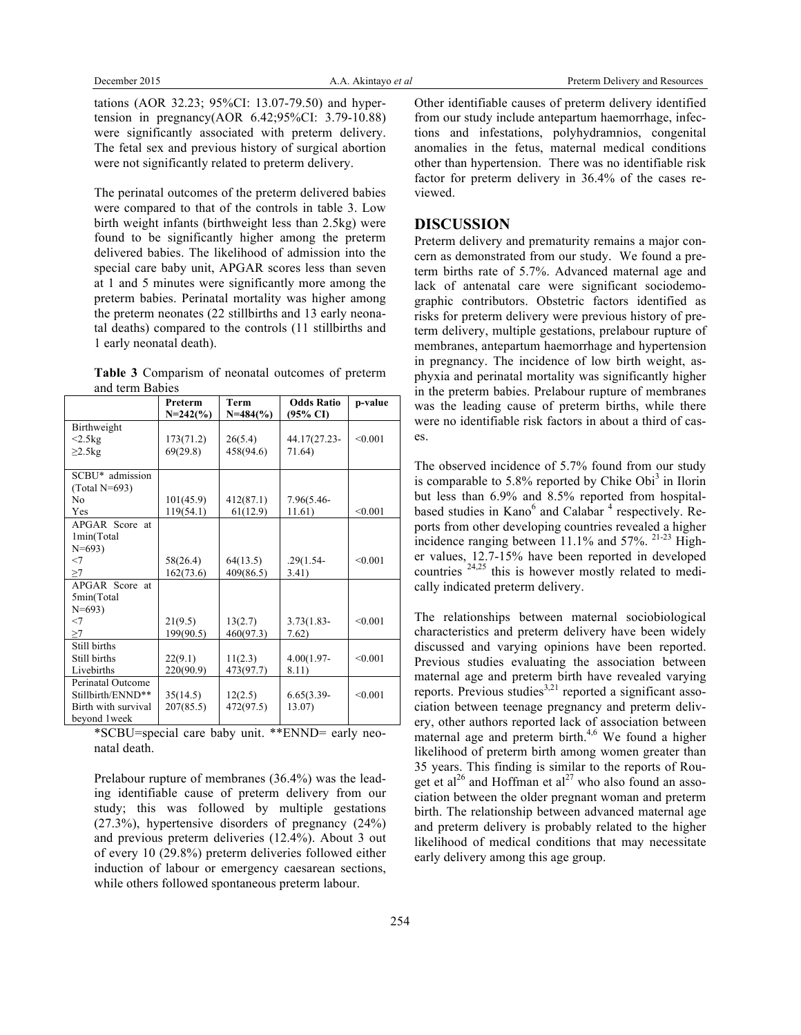tations (AOR 32.23; 95%CI: 13.07-79.50) and hypertension in pregnancy(AOR 6.42;95%CI: 3.79-10.88) were significantly associated with preterm delivery. The fetal sex and previous history of surgical abortion were not significantly related to preterm delivery.

The perinatal outcomes of the preterm delivered babies were compared to that of the controls in table 3. Low birth weight infants (birthweight less than 2.5kg) were found to be significantly higher among the preterm delivered babies. The likelihood of admission into the special care baby unit, APGAR scores less than seven at 1 and 5 minutes were significantly more among the preterm babies. Perinatal mortality was higher among the preterm neonates (22 stillbirths and 13 early neonatal deaths) compared to the controls (11 stillbirths and 1 early neonatal death).

**Table 3** Comparism of neonatal outcomes of preterm and term Babies

| | Preterm N=242(%) | Term N=484(%) | Odds Ratio (95% CI) | p-value |
|---|---|---|---|---|
| Birthweight | | | | |
| <2.5kg | 173(71.2) | 26(5.4) | 44.17(27.23-71.64) | <0.001 |
| ≥2.5kg | 69(29.8) | 458(94.6) | | |
| SCBU* admission (Total N=693) | | | | |
| No | 101(45.9) | 412(87.1) | 7.96(5.46-11.61) | |
| Yes | 119(54.1) | 61(12.9) | | <0.001 |
| APGAR Score at 1min(Total N=693) | | | | |
| <7 | 58(26.4) | 64(13.5) | .29(1.54-3.41) | <0.001 |
| ≥7 | 162(73.6) | 409(86.5) | | |
| APGAR Score at 5min(Total N=693) | | | | |
| <7 | 21(9.5) | 13(2.7) | 3.73(1.83-7.62) | <0.001 |
| ≥7 | 199(90.5) | 460(97.3) | | |
| Still births | | | | |
| Still births | 22(9.1) | 11(2.3) | 4.00(1.97-8.11) | <0.001 |
| Livebirths | 220(90.9) | 473(97.7) | | |
| Perinatal Outcome | | | | |
| Stillbirth/ENND** | 35(14.5) | 12(2.5) | 6.65(3.39-13.07) | <0.001 |
| Birth with survival beyond 1week | 207(85.5) | 472(97.5) | | |

*SCBU=special care baby unit. **ENND= early neonatal death.

Prelabour rupture of membranes (36.4%) was the leading identifiable cause of preterm delivery from our study; this was followed by multiple gestations (27.3%), hypertensive disorders of pregnancy (24%) and previous preterm deliveries (12.4%). About 3 out of every 10 (29.8%) preterm deliveries followed either induction of labour or emergency caesarean sections, while others followed spontaneous preterm labour.

Other identifiable causes of preterm delivery identified from our study include antepartum haemorrhage, infections and infestations, polyhydramnios, congenital anomalies in the fetus, maternal medical conditions other than hypertension. There was no identifiable risk factor for preterm delivery in 36.4% of the cases reviewed.

## DISCUSSION

Preterm delivery and prematurity remains a major concern as demonstrated from our study. We found a preterm births rate of 5.7%. Advanced maternal age and lack of antenatal care were significant sociodemographic contributors. Obstetric factors identified as risks for preterm delivery were previous history of preterm delivery, multiple gestations, prelabour rupture of membranes, antepartum haemorrhage and hypertension in pregnancy. The incidence of low birth weight, asphyxia and perinatal mortality was significantly higher in the preterm babies. Prelabour rupture of membranes was the leading cause of preterm births, while there were no identifiable risk factors in about a third of cases.

The observed incidence of 5.7% found from our study is comparable to 5.8% reported by Chike Obi[3] in Ilorin but less than 6.9% and 8.5% reported from hospital-based studies in Kano[6] and Calabar [4] respectively. Reports from other developing countries revealed a higher incidence ranging between 11.1% and 57%. [21-23] Higher values, 12.7-15% have been reported in developed countries [24,25] this is however mostly related to medically indicated preterm delivery.

The relationships between maternal sociobiological characteristics and preterm delivery have been widely discussed and varying opinions have been reported. Previous studies evaluating the association between maternal age and preterm birth have revealed varying reports. Previous studies[3,21] reported a significant association between teenage pregnancy and preterm delivery, other authors reported lack of association between maternal age and preterm birth.[4,6] We found a higher likelihood of preterm birth among women greater than 35 years. This finding is similar to the reports of Rouget et al[26] and Hoffman et al[27] who also found an association between the older pregnant woman and preterm birth. The relationship between advanced maternal age and preterm delivery is probably related to the higher likelihood of medical conditions that may necessitate early delivery among this age group.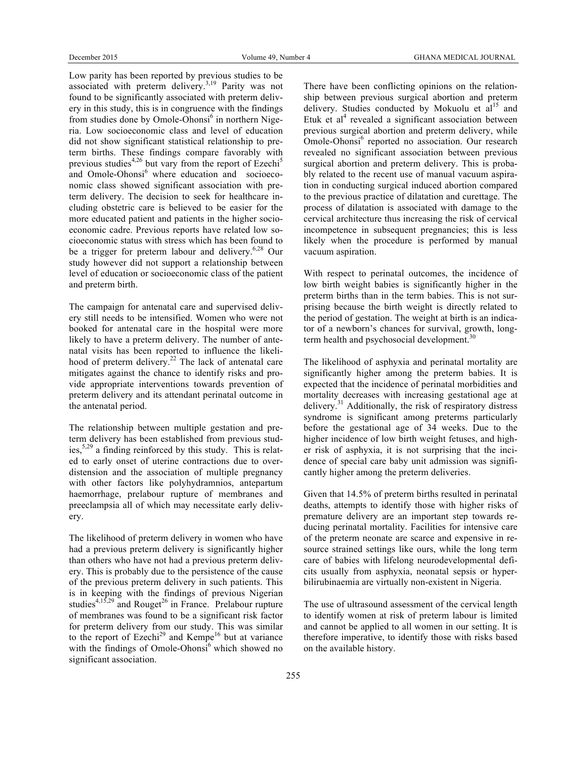Low parity has been reported by previous studies to be associated with preterm delivery.[3,19] Parity was not found to be significantly associated with preterm delivery in this study, this is in congruence with the findings from studies done by Omole-Ohonsi[6] in northern Nigeria. Low socioeconomic class and level of education did not show significant statistical relationship to preterm births. These findings compare favorably with previous studies[4,26] but vary from the report of Ezechi[5] and Omole-Ohonsi[6] where education and socioeconomic class showed significant association with preterm delivery. The decision to seek for healthcare including obstetric care is believed to be easier for the more educated patient and patients in the higher socioeconomic cadre. Previous reports have related low socioeconomic status with stress which has been found to be a trigger for preterm labour and delivery.[6,28] Our study however did not support a relationship between level of education or socioeconomic class of the patient and preterm birth.

The campaign for antenatal care and supervised delivery still needs to be intensified. Women who were not booked for antenatal care in the hospital were more likely to have a preterm delivery. The number of antenatal visits has been reported to influence the likelihood of preterm delivery.[22] The lack of antenatal care mitigates against the chance to identify risks and provide appropriate interventions towards prevention of preterm delivery and its attendant perinatal outcome in the antenatal period.

The relationship between multiple gestation and preterm delivery has been established from previous studies,[5,29] a finding reinforced by this study. This is related to early onset of uterine contractions due to overdistension and the association of multiple pregnancy with other factors like polyhydramnios, antepartum haemorrhage, prelabour rupture of membranes and preeclampsia all of which may necessitate early delivery.

The likelihood of preterm delivery in women who have had a previous preterm delivery is significantly higher than others who have not had a previous preterm delivery. This is probably due to the persistence of the cause of the previous preterm delivery in such patients. This is in keeping with the findings of previous Nigerian studies[4,15,29] and Rouget[26] in France. Prelabour rupture of membranes was found to be a significant risk factor for preterm delivery from our study. This was similar to the report of Ezechi[29] and Kempe[16] but at variance with the findings of Omole-Ohonsi[6] which showed no significant association.

There have been conflicting opinions on the relationship between previous surgical abortion and preterm delivery. Studies conducted by Mokuolu et al[15] and Etuk et al[4] revealed a significant association between previous surgical abortion and preterm delivery, while Omole-Ohonsi[6] reported no association. Our research revealed no significant association between previous surgical abortion and preterm delivery. This is probably related to the recent use of manual vacuum aspiration in conducting surgical induced abortion compared to the previous practice of dilatation and curettage. The process of dilatation is associated with damage to the cervical architecture thus increasing the risk of cervical incompetence in subsequent pregnancies; this is less likely when the procedure is performed by manual vacuum aspiration.

With respect to perinatal outcomes, the incidence of low birth weight babies is significantly higher in the preterm births than in the term babies. This is not surprising because the birth weight is directly related to the period of gestation. The weight at birth is an indicator of a newborn's chances for survival, growth, long-term health and psychosocial development.[30]

The likelihood of asphyxia and perinatal mortality are significantly higher among the preterm babies. It is expected that the incidence of perinatal morbidities and mortality decreases with increasing gestational age at delivery.[31] Additionally, the risk of respiratory distress syndrome is significant among preterms particularly before the gestational age of 34 weeks. Due to the higher incidence of low birth weight fetuses, and higher risk of asphyxia, it is not surprising that the incidence of special care baby unit admission was significantly higher among the preterm deliveries.

Given that 14.5% of preterm births resulted in perinatal deaths, attempts to identify those with higher risks of premature delivery are an important step towards reducing perinatal mortality. Facilities for intensive care of the preterm neonate are scarce and expensive in resource strained settings like ours, while the long term care of babies with lifelong neurodevelopmental deficits usually from asphyxia, neonatal sepsis or hyperbilirubinaemia are virtually non-existent in Nigeria.

The use of ultrasound assessment of the cervical length to identify women at risk of preterm labour is limited and cannot be applied to all women in our setting. It is therefore imperative, to identify those with risks based on the available history.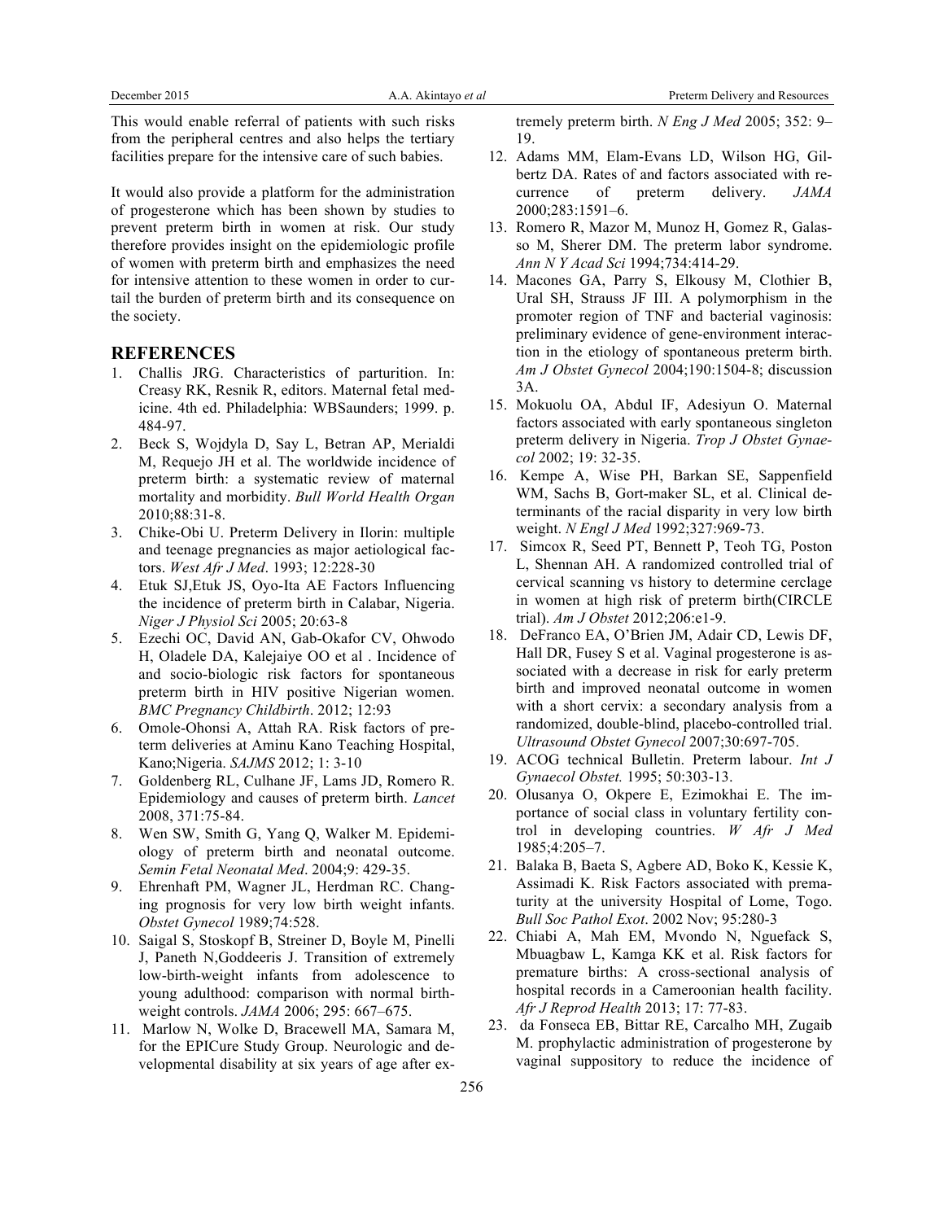This would enable referral of patients with such risks from the peripheral centres and also helps the tertiary facilities prepare for the intensive care of such babies.

It would also provide a platform for the administration of progesterone which has been shown by studies to prevent preterm birth in women at risk. Our study therefore provides insight on the epidemiologic profile of women with preterm birth and emphasizes the need for intensive attention to these women in order to curtail the burden of preterm birth and its consequence on the society.

## REFERENCES

1. Challis JRG. Characteristics of parturition. In: Creasy RK, Resnik R, editors. Maternal fetal medicine. 4th ed. Philadelphia: WBSaunders; 1999. p. 484-97.
2. Beck S, Wojdyla D, Say L, Betran AP, Merialdi M, Requejo JH et al. The worldwide incidence of preterm birth: a systematic review of maternal mortality and morbidity. *Bull World Health Organ* 2010;88:31-8.
3. Chike-Obi U. Preterm Delivery in Ilorin: multiple and teenage pregnancies as major aetiological factors. *West Afr J Med*. 1993; 12:228-30
4. Etuk SJ,Etuk JS, Oyo-Ita AE Factors Influencing the incidence of preterm birth in Calabar, Nigeria. *Niger J Physiol Sci* 2005; 20:63-8
5. Ezechi OC, David AN, Gab-Okafor CV, Ohwodo H, Oladele DA, Kalejaiye OO et al . Incidence of and socio-biologic risk factors for spontaneous preterm birth in HIV positive Nigerian women. *BMC Pregnancy Childbirth*. 2012; 12:93
6. Omole-Ohonsi A, Attah RA. Risk factors of preterm deliveries at Aminu Kano Teaching Hospital, Kano;Nigeria. *SAJMS* 2012; 1: 3-10
7. Goldenberg RL, Culhane JF, Lams JD, Romero R. Epidemiology and causes of preterm birth. *Lancet* 2008, 371:75-84.
8. Wen SW, Smith G, Yang Q, Walker M. Epidemiology of preterm birth and neonatal outcome. *Semin Fetal Neonatal Med*. 2004;9: 429-35.
9. Ehrenhaft PM, Wagner JL, Herdman RC. Changing prognosis for very low birth weight infants. *Obstet Gynecol* 1989;74:528.
10. Saigal S, Stoskopf B, Streiner D, Boyle M, Pinelli J, Paneth N,Goddeeris J. Transition of extremely low-birth-weight infants from adolescence to young adulthood: comparison with normal birth-weight controls. *JAMA* 2006; 295: 667–675.
11. Marlow N, Wolke D, Bracewell MA, Samara M, for the EPICure Study Group. Neurologic and developmental disability at six years of age after extremely preterm birth. *N Eng J Med* 2005; 352: 9–19.
12. Adams MM, Elam-Evans LD, Wilson HG, Gilbertz DA. Rates of and factors associated with recurrence of preterm delivery. *JAMA* 2000;283:1591–6.
13. Romero R, Mazor M, Munoz H, Gomez R, Galasso M, Sherer DM. The preterm labor syndrome. *Ann N Y Acad Sci* 1994;734:414-29.
14. Macones GA, Parry S, Elkousy M, Clothier B, Ural SH, Strauss JF III. A polymorphism in the promoter region of TNF and bacterial vaginosis: preliminary evidence of gene-environment interaction in the etiology of spontaneous preterm birth. *Am J Obstet Gynecol* 2004;190:1504-8; discussion 3A.
15. Mokuolu OA, Abdul IF, Adesiyun O. Maternal factors associated with early spontaneous singleton preterm delivery in Nigeria. *Trop J Obstet Gynaecol* 2002; 19: 32-35.
16. Kempe A, Wise PH, Barkan SE, Sappenfield WM, Sachs B, Gort-maker SL, et al. Clinical determinants of the racial disparity in very low birth weight. *N Engl J Med* 1992;327:969-73.
17. Simcox R, Seed PT, Bennett P, Teoh TG, Poston L, Shennan AH. A randomized controlled trial of cervical scanning vs history to determine cerclage in women at high risk of preterm birth(CIRCLE trial). *Am J Obstet* 2012;206:e1-9.
18. DeFranco EA, O'Brien JM, Adair CD, Lewis DF, Hall DR, Fusey S et al. Vaginal progesterone is associated with a decrease in risk for early preterm birth and improved neonatal outcome in women with a short cervix: a secondary analysis from a randomized, double-blind, placebo-controlled trial. *Ultrasound Obstet Gynecol* 2007;30:697-705.
19. ACOG technical Bulletin. Preterm labour. *Int J Gynaecol Obstet.* 1995; 50:303-13.
20. Olusanya O, Okpere E, Ezimokhai E. The importance of social class in voluntary fertility control in developing countries. *W Afr J Med* 1985;4:205–7.
21. Balaka B, Baeta S, Agbere AD, Boko K, Kessie K, Assimadi K. Risk Factors associated with prematurity at the university Hospital of Lome, Togo. *Bull Soc Pathol Exot*. 2002 Nov; 95:280-3
22. Chiabi A, Mah EM, Mvondo N, Nguefack S, Mbuagbaw L, Kamga KK et al. Risk factors for premature births: A cross-sectional analysis of hospital records in a Cameroonian health facility. *Afr J Reprod Health* 2013; 17: 77-83.
23. da Fonseca EB, Bittar RE, Carcalho MH, Zugaib M. prophylactic administration of progesterone by vaginal suppository to reduce the incidence of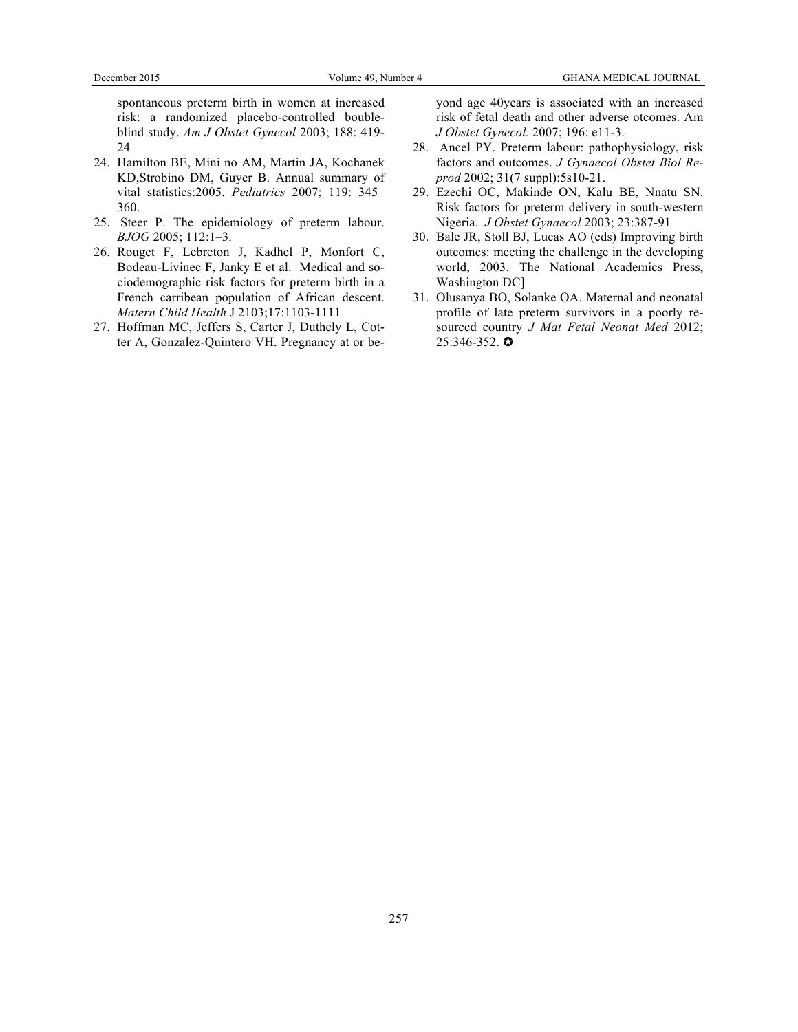spontaneous preterm birth in women at increased risk: a randomized placebo-controlled bouble-blind study. *Am J Obstet Gynecol* 2003; 188: 419-24

24. Hamilton BE, Mini no AM, Martin JA, Kochanek KD,Strobino DM, Guyer B. Annual summary of vital statistics:2005. *Pediatrics* 2007; 119: 345–360.
25. Steer P. The epidemiology of preterm labour. *BJOG* 2005; 112:1–3.
26. Rouget F, Lebreton J, Kadhel P, Monfort C, Bodeau-Livinec F, Janky E et al. Medical and sociodemographic risk factors for preterm birth in a French carribean population of African descent. *Matern Child Health* J 2103;17:1103-1111
27. Hoffman MC, Jeffers S, Carter J, Duthely L, Cotter A, Gonzalez-Quintero VH. Pregnancy at or beyond age 40years is associated with an increased risk of fetal death and other adverse otcomes. Am *J Obstet Gynecol.* 2007; 196: e11-3.
28. Ancel PY. Preterm labour: pathophysiology, risk factors and outcomes. *J Gynaecol Obstet Biol Reprod* 2002; 31(7 suppl):5s10-21.
29. Ezechi OC, Makinde ON, Kalu BE, Nnatu SN. Risk factors for preterm delivery in south-western Nigeria. *J Obstet Gynaecol* 2003; 23:387-91
30. Bale JR, Stoll BJ, Lucas AO (eds) Improving birth outcomes: meeting the challenge in the developing world, 2003. The National Academics Press, Washington DC]
31. Olusanya BO, Solanke OA. Maternal and neonatal profile of late preterm survivors in a poorly resourced country *J Mat Fetal Neonat Med* 2012; 25:346-352. ✪